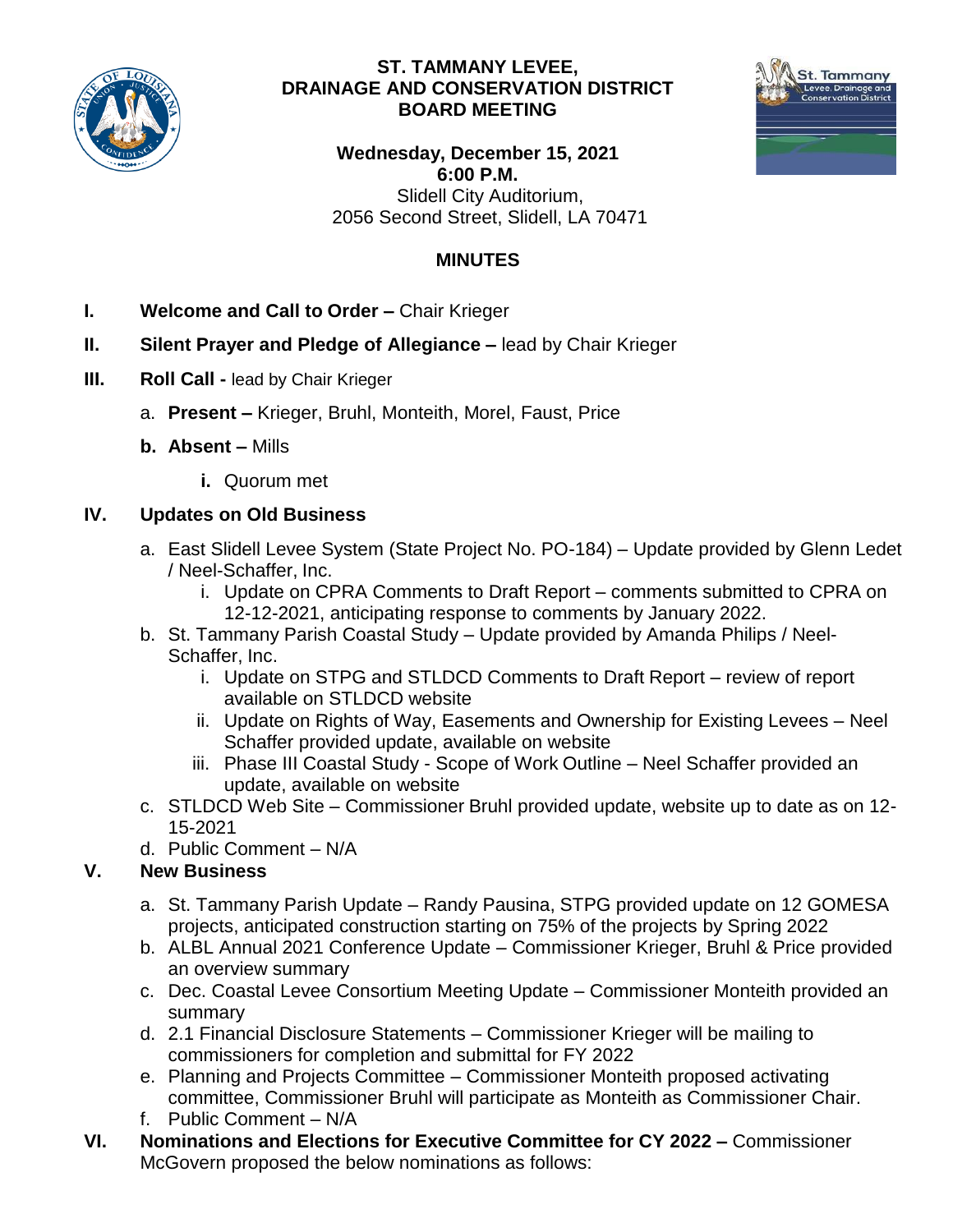# ST. TAMMANY LEVEE, DRAINAGE AND CONSERVATION DISTRICT BOARD MEETING

**Wednesday, December 15, 2021**
**6:00 P.M.**
Slidell City Auditorium,
2056 Second Street, Slidell, LA 70471

## MINUTES

**I. Welcome and Call to Order –** Chair Krieger

**II. Silent Prayer and Pledge of Allegiance –** lead by Chair Krieger

**III. Roll Call -** lead by Chair Krieger

a. **Present –** Krieger, Bruhl, Monteith, Morel, Faust, Price

**b. Absent –** Mills

**i.** Quorum met

**IV. Updates on Old Business**

a. East Slidell Levee System (State Project No. PO-184) – Update provided by Glenn Ledet / Neel-Schaffer, Inc.
   i. Update on CPRA Comments to Draft Report – comments submitted to CPRA on 12-12-2021, anticipating response to comments by January 2022.

b. St. Tammany Parish Coastal Study – Update provided by Amanda Philips / Neel-Schaffer, Inc.
   i. Update on STPG and STLDCD Comments to Draft Report – review of report available on STLDCD website
   ii. Update on Rights of Way, Easements and Ownership for Existing Levees – Neel Schaffer provided update, available on website
   iii. Phase III Coastal Study - Scope of Work Outline – Neel Schaffer provided an update, available on website

c. STLDCD Web Site – Commissioner Bruhl provided update, website up to date as on 12-15-2021

d. Public Comment – N/A

**V. New Business**

a. St. Tammany Parish Update – Randy Pausina, STPG provided update on 12 GOMESA projects, anticipated construction starting on 75% of the projects by Spring 2022

b. ALBL Annual 2021 Conference Update – Commissioner Krieger, Bruhl & Price provided an overview summary

c. Dec. Coastal Levee Consortium Meeting Update – Commissioner Monteith provided an summary

d. 2.1 Financial Disclosure Statements – Commissioner Krieger will be mailing to commissioners for completion and submittal for FY 2022

e. Planning and Projects Committee – Commissioner Monteith proposed activating committee, Commissioner Bruhl will participate as Monteith as Commissioner Chair.

f. Public Comment – N/A

**VI. Nominations and Elections for Executive Committee for CY 2022 –** Commissioner McGovern proposed the below nominations as follows: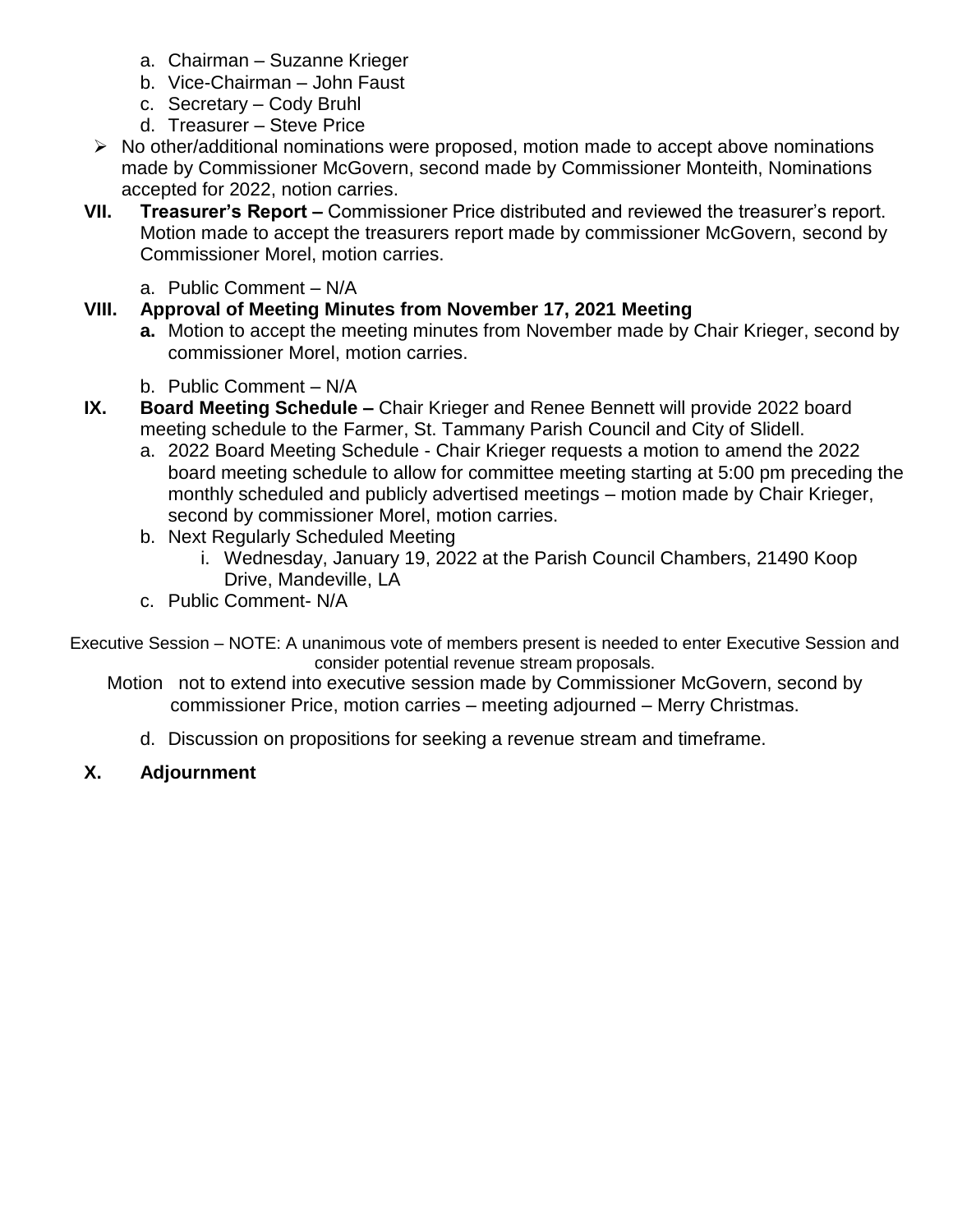a. Chairman – Suzanne Krieger
b. Vice-Chairman – John Faust
c. Secretary – Cody Bruhl
d. Treasurer – Steve Price

- No other/additional nominations were proposed, motion made to accept above nominations made by Commissioner McGovern, second made by Commissioner Monteith, Nominations accepted for 2022, notion carries.

**VII. Treasurer's Report –** Commissioner Price distributed and reviewed the treasurer's report. Motion made to accept the treasurers report made by commissioner McGovern, second by Commissioner Morel, motion carries.

a. Public Comment – N/A

**VIII. Approval of Meeting Minutes from November 17, 2021 Meeting**

**a.** Motion to accept the meeting minutes from November made by Chair Krieger, second by commissioner Morel, motion carries.

b. Public Comment – N/A

**IX. Board Meeting Schedule –** Chair Krieger and Renee Bennett will provide 2022 board meeting schedule to the Farmer, St. Tammany Parish Council and City of Slidell.

a. 2022 Board Meeting Schedule - Chair Krieger requests a motion to amend the 2022 board meeting schedule to allow for committee meeting starting at 5:00 pm preceding the monthly scheduled and publicly advertised meetings – motion made by Chair Krieger, second by commissioner Morel, motion carries.

b. Next Regularly Scheduled Meeting

i. Wednesday, January 19, 2022 at the Parish Council Chambers, 21490 Koop Drive, Mandeville, LA

c. Public Comment- N/A

Executive Session – NOTE: A unanimous vote of members present is needed to enter Executive Session and consider potential revenue stream proposals.

Motion not to extend into executive session made by Commissioner McGovern, second by commissioner Price, motion carries – meeting adjourned – Merry Christmas.

d. Discussion on propositions for seeking a revenue stream and timeframe.

**X. Adjournment**